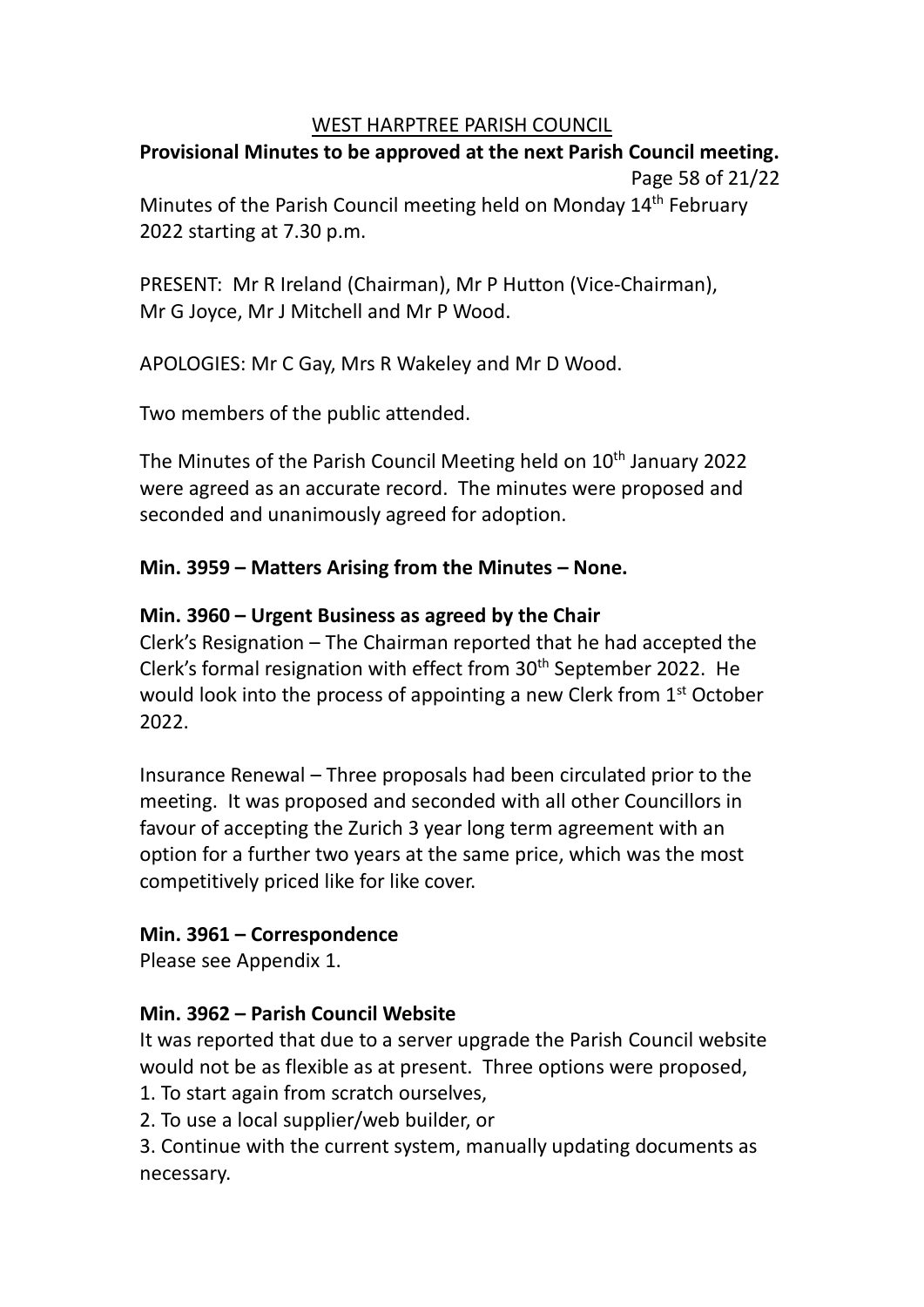# WEST HARPTREE PARISH COUNCIL

**Provisional Minutes to be approved at the next Parish Council meeting.**

Page 58 of 21/22

Minutes of the Parish Council meeting held on Monday 14th February 2022 starting at 7.30 p.m.

PRESENT: Mr R Ireland (Chairman), Mr P Hutton (Vice-Chairman), Mr G Joyce, Mr J Mitchell and Mr P Wood.

APOLOGIES: Mr C Gay, Mrs R Wakeley and Mr D Wood.

Two members of the public attended.

The Minutes of the Parish Council Meeting held on 10th January 2022 were agreed as an accurate record. The minutes were proposed and seconded and unanimously agreed for adoption.

**Min. 3959 – Matters Arising from the Minutes – None.**

**Min. 3960 – Urgent Business as agreed by the Chair**

Clerk's Resignation – The Chairman reported that he had accepted the Clerk's formal resignation with effect from 30th September 2022. He would look into the process of appointing a new Clerk from 1st October 2022.

Insurance Renewal – Three proposals had been circulated prior to the meeting. It was proposed and seconded with all other Councillors in favour of accepting the Zurich 3 year long term agreement with an option for a further two years at the same price, which was the most competitively priced like for like cover.

**Min. 3961 – Correspondence**

Please see Appendix 1.

**Min. 3962 – Parish Council Website**

It was reported that due to a server upgrade the Parish Council website would not be as flexible as at present. Three options were proposed,

1. To start again from scratch ourselves,
2. To use a local supplier/web builder, or
3. Continue with the current system, manually updating documents as necessary.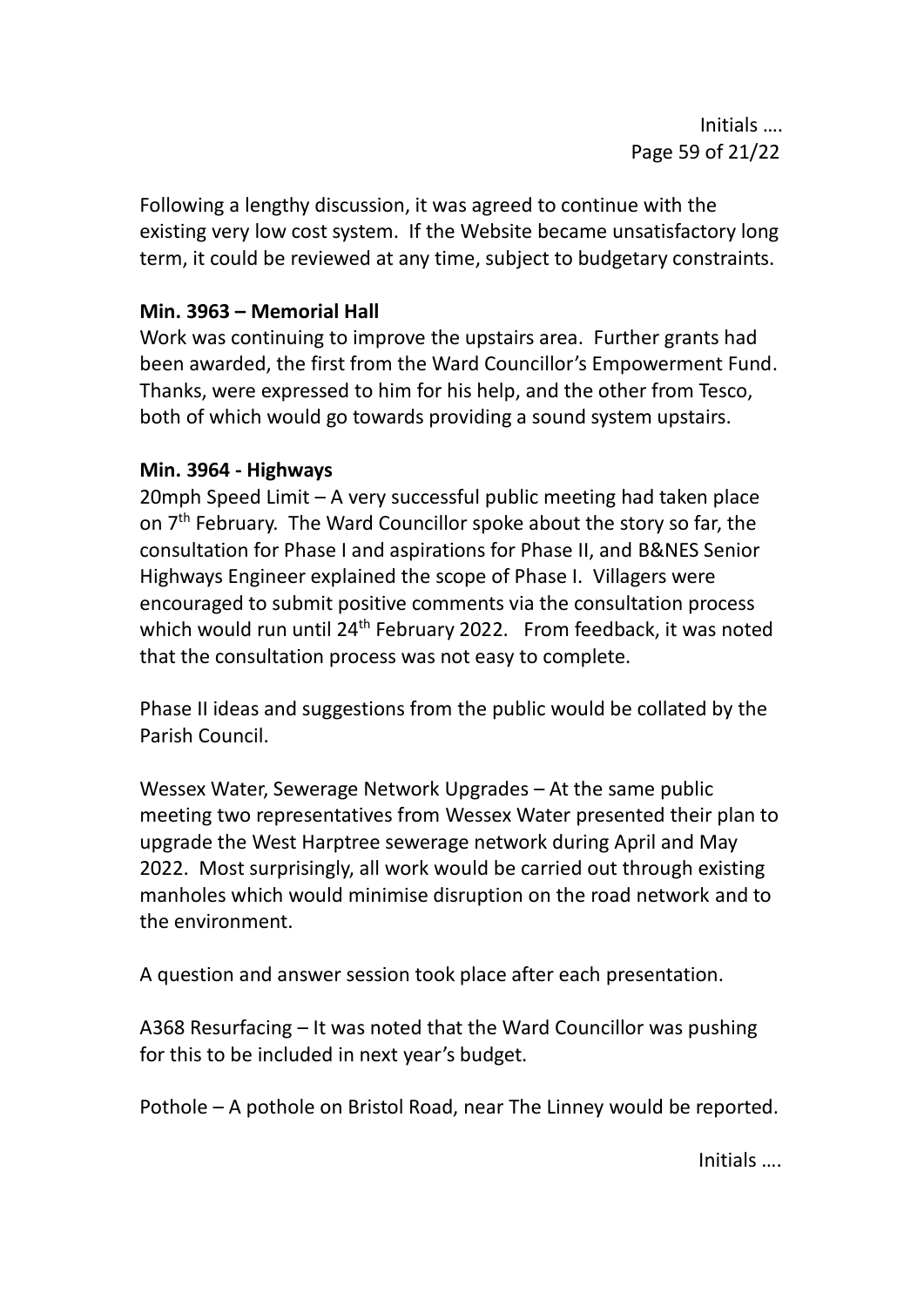Following a lengthy discussion, it was agreed to continue with the existing very low cost system. If the Website became unsatisfactory long term, it could be reviewed at any time, subject to budgetary constraints.

**Min. 3963 – Memorial Hall**

Work was continuing to improve the upstairs area. Further grants had been awarded, the first from the Ward Councillor's Empowerment Fund. Thanks, were expressed to him for his help, and the other from Tesco, both of which would go towards providing a sound system upstairs.

**Min. 3964 - Highways**

20mph Speed Limit – A very successful public meeting had taken place on 7th February. The Ward Councillor spoke about the story so far, the consultation for Phase I and aspirations for Phase II, and B&NES Senior Highways Engineer explained the scope of Phase I. Villagers were encouraged to submit positive comments via the consultation process which would run until 24th February 2022. From feedback, it was noted that the consultation process was not easy to complete.

Phase II ideas and suggestions from the public would be collated by the Parish Council.

Wessex Water, Sewerage Network Upgrades – At the same public meeting two representatives from Wessex Water presented their plan to upgrade the West Harptree sewerage network during April and May 2022. Most surprisingly, all work would be carried out through existing manholes which would minimise disruption on the road network and to the environment.

A question and answer session took place after each presentation.

A368 Resurfacing – It was noted that the Ward Councillor was pushing for this to be included in next year's budget.

Pothole – A pothole on Bristol Road, near The Linney would be reported.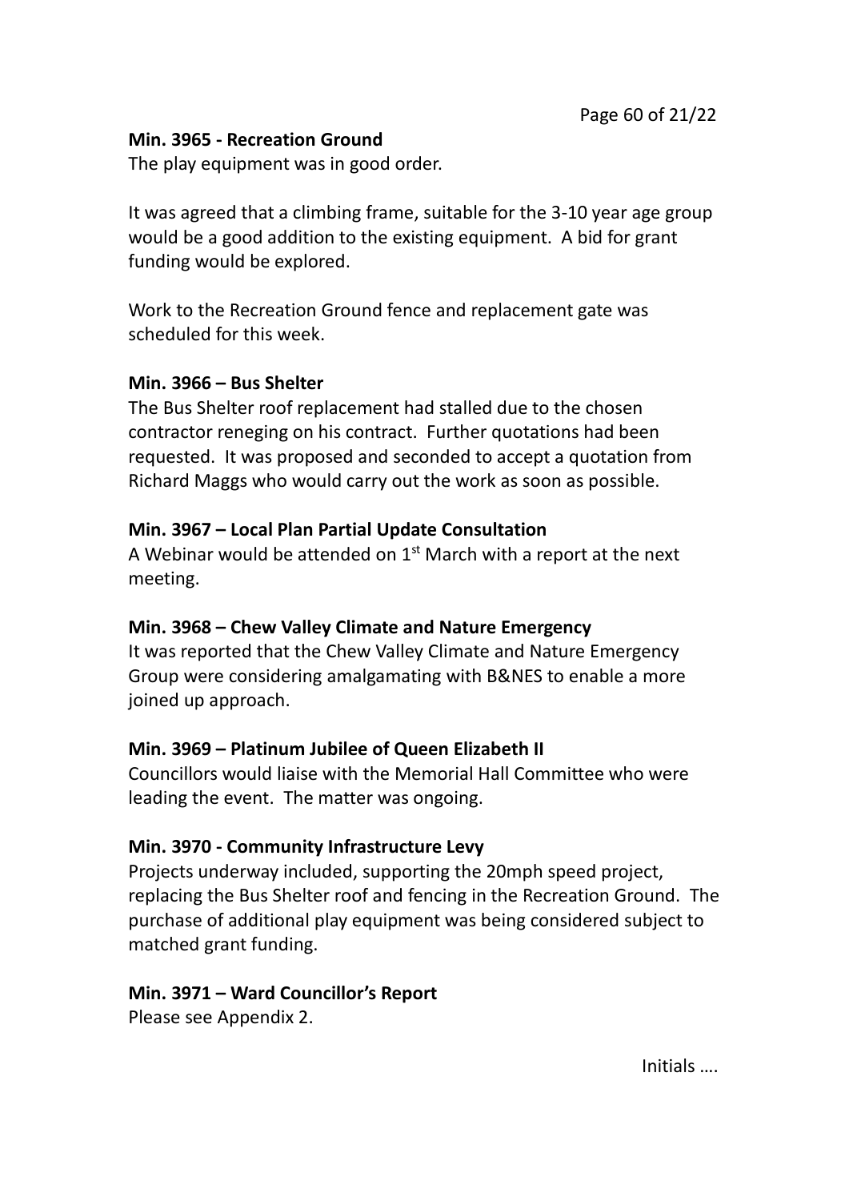**Min. 3965 - Recreation Ground**

The play equipment was in good order.

It was agreed that a climbing frame, suitable for the 3-10 year age group would be a good addition to the existing equipment. A bid for grant funding would be explored.

Work to the Recreation Ground fence and replacement gate was scheduled for this week.

**Min. 3966 – Bus Shelter**

The Bus Shelter roof replacement had stalled due to the chosen contractor reneging on his contract. Further quotations had been requested. It was proposed and seconded to accept a quotation from Richard Maggs who would carry out the work as soon as possible.

**Min. 3967 – Local Plan Partial Update Consultation**

A Webinar would be attended on 1st March with a report at the next meeting.

**Min. 3968 – Chew Valley Climate and Nature Emergency**

It was reported that the Chew Valley Climate and Nature Emergency Group were considering amalgamating with B&NES to enable a more joined up approach.

**Min. 3969 – Platinum Jubilee of Queen Elizabeth II**

Councillors would liaise with the Memorial Hall Committee who were leading the event. The matter was ongoing.

**Min. 3970 - Community Infrastructure Levy**

Projects underway included, supporting the 20mph speed project, replacing the Bus Shelter roof and fencing in the Recreation Ground. The purchase of additional play equipment was being considered subject to matched grant funding.

**Min. 3971 – Ward Councillor's Report**

Please see Appendix 2.

Initials ….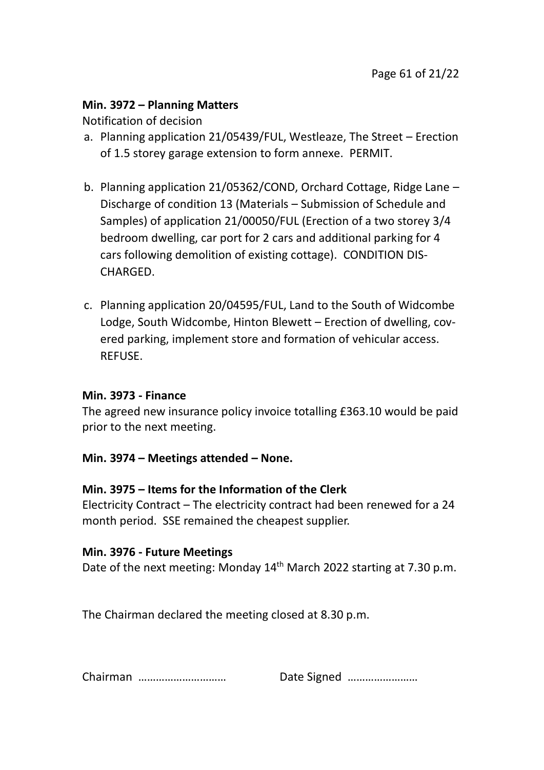**Min. 3972 – Planning Matters**

Notification of decision

a. Planning application 21/05439/FUL, Westleaze, The Street – Erection of 1.5 storey garage extension to form annexe. PERMIT.

b. Planning application 21/05362/COND, Orchard Cottage, Ridge Lane – Discharge of condition 13 (Materials – Submission of Schedule and Samples) of application 21/00050/FUL (Erection of a two storey 3/4 bedroom dwelling, car port for 2 cars and additional parking for 4 cars following demolition of existing cottage). CONDITION DISCHARGED.

c. Planning application 20/04595/FUL, Land to the South of Widcombe Lodge, South Widcombe, Hinton Blewett – Erection of dwelling, covered parking, implement store and formation of vehicular access. REFUSE.

**Min. 3973 - Finance**

The agreed new insurance policy invoice totalling £363.10 would be paid prior to the next meeting.

**Min. 3974 – Meetings attended – None.**

**Min. 3975 – Items for the Information of the Clerk**

Electricity Contract – The electricity contract had been renewed for a 24 month period. SSE remained the cheapest supplier.

**Min. 3976 - Future Meetings**

Date of the next meeting: Monday 14th March 2022 starting at 7.30 p.m.

The Chairman declared the meeting closed at 8.30 p.m.

Chairman ………………………… Date Signed ……………………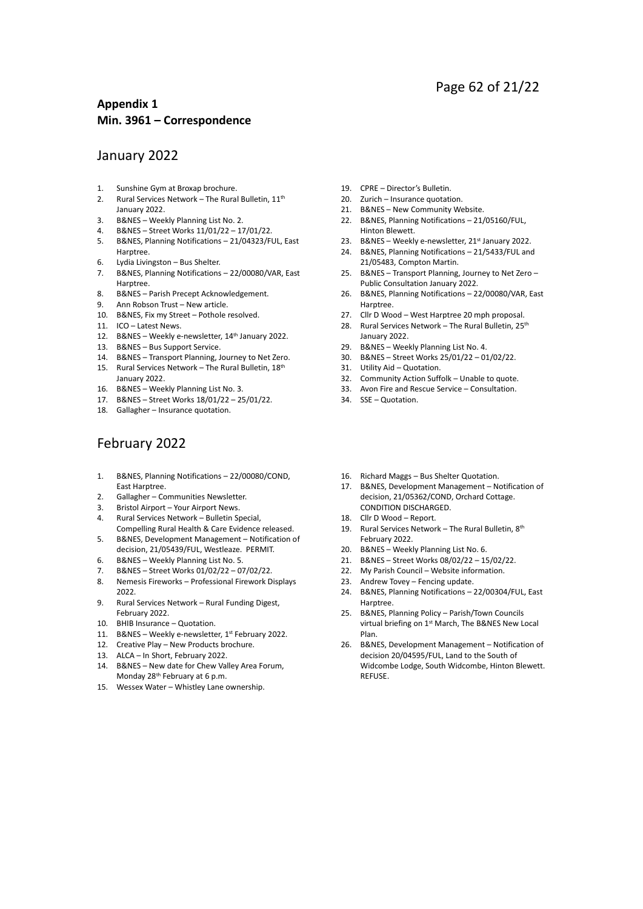**Appendix 1**
**Min. 3961 – Correspondence**

## January 2022

1. Sunshine Gym at Broxap brochure.
2. Rural Services Network – The Rural Bulletin, 11th January 2022.
3. B&NES – Weekly Planning List No. 2.
4. B&NES – Street Works 11/01/22 – 17/01/22.
5. B&NES, Planning Notifications – 21/04323/FUL, East Harptree.
6. Lydia Livingston – Bus Shelter.
7. B&NES, Planning Notifications – 22/00080/VAR, East Harptree.
8. B&NES – Parish Precept Acknowledgement.
9. Ann Robson Trust – New article.
10. B&NES, Fix my Street – Pothole resolved.
11. ICO – Latest News.
12. B&NES – Weekly e-newsletter, 14th January 2022.
13. B&NES – Bus Support Service.
14. B&NES – Transport Planning, Journey to Net Zero.
15. Rural Services Network – The Rural Bulletin, 18th January 2022.
16. B&NES – Weekly Planning List No. 3.
17. B&NES – Street Works 18/01/22 – 25/01/22.
18. Gallagher – Insurance quotation.
19. CPRE – Director's Bulletin.
20. Zurich – Insurance quotation.
21. B&NES – New Community Website.
22. B&NES, Planning Notifications – 21/05160/FUL, Hinton Blewett.
23. B&NES – Weekly e-newsletter, 21st January 2022.
24. B&NES, Planning Notifications – 21/5433/FUL and 21/05483, Compton Martin.
25. B&NES – Transport Planning, Journey to Net Zero – Public Consultation January 2022.
26. B&NES, Planning Notifications – 22/00080/VAR, East Harptree.
27. Cllr D Wood – West Harptree 20 mph proposal.
28. Rural Services Network – The Rural Bulletin, 25th January 2022.
29. B&NES – Weekly Planning List No. 4.
30. B&NES – Street Works 25/01/22 – 01/02/22.
31. Utility Aid – Quotation.
32. Community Action Suffolk – Unable to quote.
33. Avon Fire and Rescue Service – Consultation.
34. SSE – Quotation.

## February 2022

1. B&NES, Planning Notifications – 22/00080/COND, East Harptree.
2. Gallagher – Communities Newsletter.
3. Bristol Airport – Your Airport News.
4. Rural Services Network – Bulletin Special, Compelling Rural Health & Care Evidence released.
5. B&NES, Development Management – Notification of decision, 21/05439/FUL, Westleaze. PERMIT.
6. B&NES – Weekly Planning List No. 5.
7. B&NES – Street Works 01/02/22 – 07/02/22.
8. Nemesis Fireworks – Professional Firework Displays 2022.
9. Rural Services Network – Rural Funding Digest, February 2022.
10. BHIB Insurance – Quotation.
11. B&NES – Weekly e-newsletter, 1st February 2022.
12. Creative Play – New Products brochure.
13. ALCA – In Short, February 2022.
14. B&NES – New date for Chew Valley Area Forum, Monday 28th February at 6 p.m.
15. Wessex Water – Whistley Lane ownership.
16. Richard Maggs – Bus Shelter Quotation.
17. B&NES, Development Management – Notification of decision, 21/05362/COND, Orchard Cottage. CONDITION DISCHARGED.
18. Cllr D Wood – Report.
19. Rural Services Network – The Rural Bulletin, 8th February 2022.
20. B&NES – Weekly Planning List No. 6.
21. B&NES – Street Works 08/02/22 – 15/02/22.
22. My Parish Council – Website information.
23. Andrew Tovey – Fencing update.
24. B&NES, Planning Notifications – 22/00304/FUL, East Harptree.
25. B&NES, Planning Policy – Parish/Town Councils virtual briefing on 1st March, The B&NES New Local Plan.
26. B&NES, Development Management – Notification of decision 20/04595/FUL, Land to the South of Widcombe Lodge, South Widcombe, Hinton Blewett. REFUSE.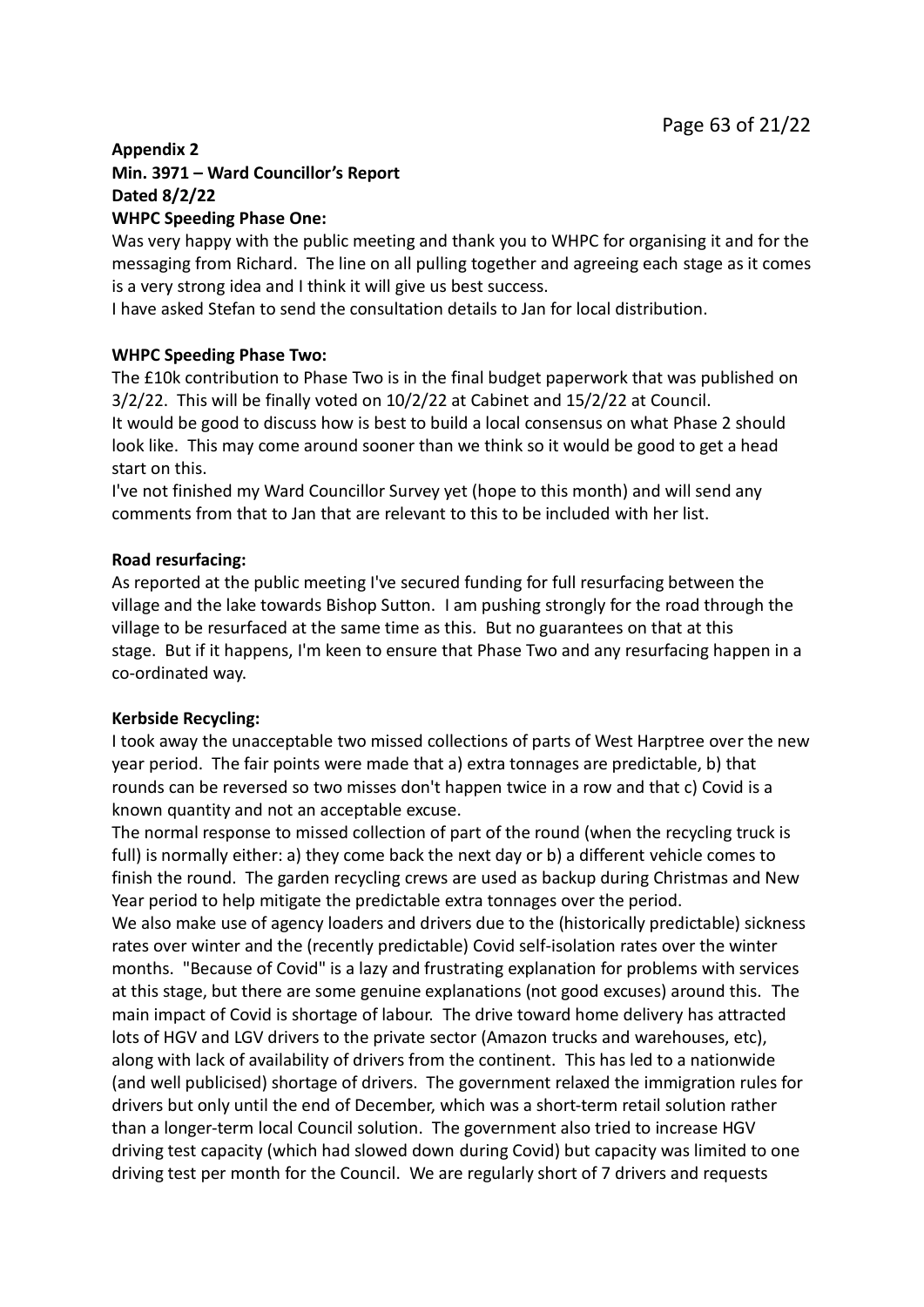**Appendix 2**
**Min. 3971 – Ward Councillor's Report**
**Dated 8/2/22**
**WHPC Speeding Phase One:**

Was very happy with the public meeting and thank you to WHPC for organising it and for the messaging from Richard. The line on all pulling together and agreeing each stage as it comes is a very strong idea and I think it will give us best success.

I have asked Stefan to send the consultation details to Jan for local distribution.

**WHPC Speeding Phase Two:**

The £10k contribution to Phase Two is in the final budget paperwork that was published on 3/2/22. This will be finally voted on 10/2/22 at Cabinet and 15/2/22 at Council.

It would be good to discuss how is best to build a local consensus on what Phase 2 should look like. This may come around sooner than we think so it would be good to get a head start on this.

I've not finished my Ward Councillor Survey yet (hope to this month) and will send any comments from that to Jan that are relevant to this to be included with her list.

**Road resurfacing:**

As reported at the public meeting I've secured funding for full resurfacing between the village and the lake towards Bishop Sutton. I am pushing strongly for the road through the village to be resurfaced at the same time as this. But no guarantees on that at this stage. But if it happens, I'm keen to ensure that Phase Two and any resurfacing happen in a co-ordinated way.

**Kerbside Recycling:**

I took away the unacceptable two missed collections of parts of West Harptree over the new year period. The fair points were made that a) extra tonnages are predictable, b) that rounds can be reversed so two misses don't happen twice in a row and that c) Covid is a known quantity and not an acceptable excuse.

The normal response to missed collection of part of the round (when the recycling truck is full) is normally either: a) they come back the next day or b) a different vehicle comes to finish the round. The garden recycling crews are used as backup during Christmas and New Year period to help mitigate the predictable extra tonnages over the period.

We also make use of agency loaders and drivers due to the (historically predictable) sickness rates over winter and the (recently predictable) Covid self-isolation rates over the winter months. "Because of Covid" is a lazy and frustrating explanation for problems with services at this stage, but there are some genuine explanations (not good excuses) around this. The main impact of Covid is shortage of labour. The drive toward home delivery has attracted lots of HGV and LGV drivers to the private sector (Amazon trucks and warehouses, etc), along with lack of availability of drivers from the continent. This has led to a nationwide (and well publicised) shortage of drivers. The government relaxed the immigration rules for drivers but only until the end of December, which was a short-term retail solution rather than a longer-term local Council solution. The government also tried to increase HGV driving test capacity (which had slowed down during Covid) but capacity was limited to one driving test per month for the Council. We are regularly short of 7 drivers and requests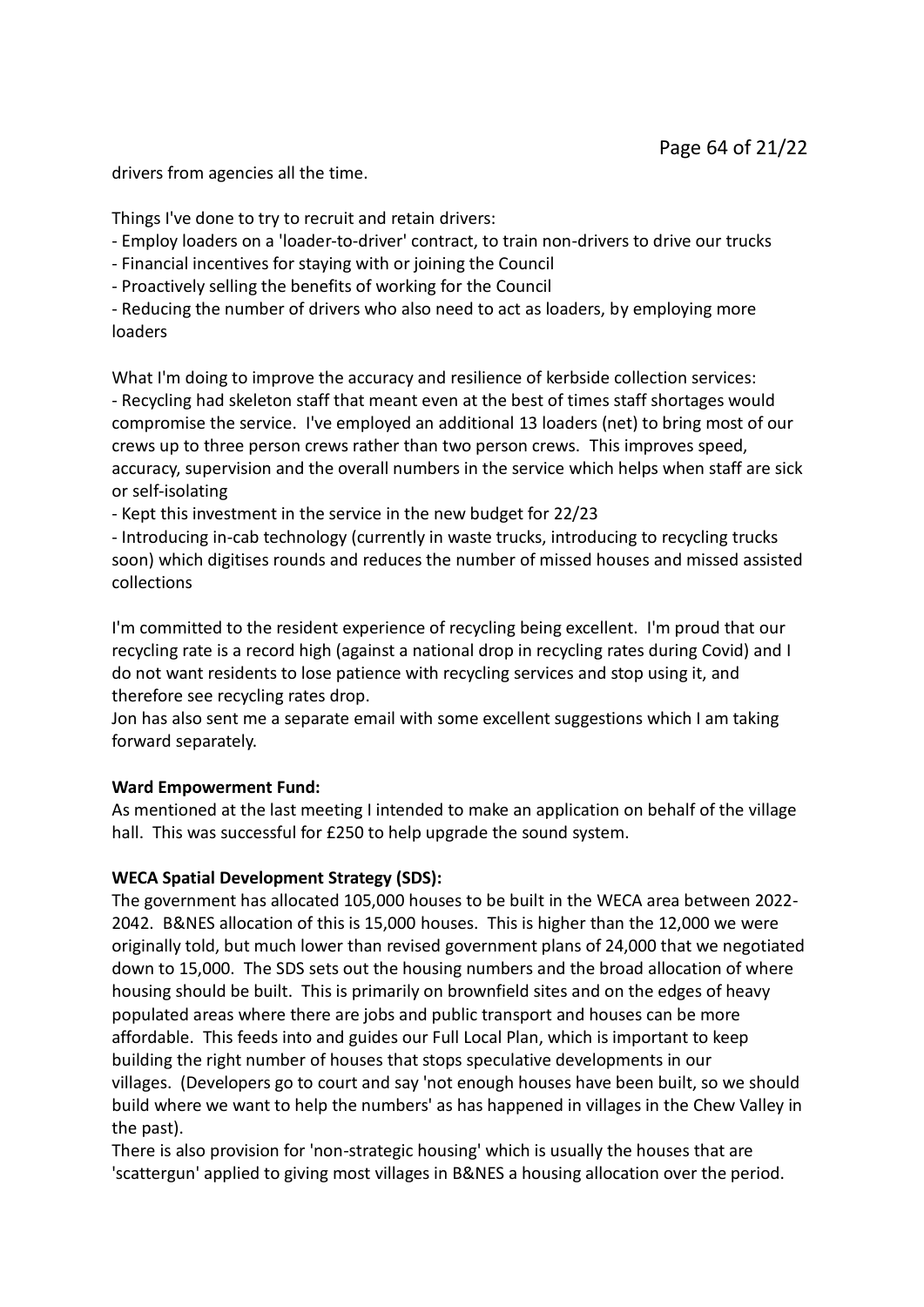drivers from agencies all the time.

Things I've done to try to recruit and retain drivers:
- Employ loaders on a 'loader-to-driver' contract, to train non-drivers to drive our trucks
- Financial incentives for staying with or joining the Council
- Proactively selling the benefits of working for the Council
- Reducing the number of drivers who also need to act as loaders, by employing more loaders

What I'm doing to improve the accuracy and resilience of kerbside collection services:
- Recycling had skeleton staff that meant even at the best of times staff shortages would compromise the service. I've employed an additional 13 loaders (net) to bring most of our crews up to three person crews rather than two person crews. This improves speed, accuracy, supervision and the overall numbers in the service which helps when staff are sick or self-isolating
- Kept this investment in the service in the new budget for 22/23
- Introducing in-cab technology (currently in waste trucks, introducing to recycling trucks soon) which digitises rounds and reduces the number of missed houses and missed assisted collections

I'm committed to the resident experience of recycling being excellent. I'm proud that our recycling rate is a record high (against a national drop in recycling rates during Covid) and I do not want residents to lose patience with recycling services and stop using it, and therefore see recycling rates drop.
Jon has also sent me a separate email with some excellent suggestions which I am taking forward separately.

**Ward Empowerment Fund:**
As mentioned at the last meeting I intended to make an application on behalf of the village hall. This was successful for £250 to help upgrade the sound system.

**WECA Spatial Development Strategy (SDS):**
The government has allocated 105,000 houses to be built in the WECA area between 2022-2042. B&NES allocation of this is 15,000 houses. This is higher than the 12,000 we were originally told, but much lower than revised government plans of 24,000 that we negotiated down to 15,000. The SDS sets out the housing numbers and the broad allocation of where housing should be built. This is primarily on brownfield sites and on the edges of heavy populated areas where there are jobs and public transport and houses can be more affordable. This feeds into and guides our Full Local Plan, which is important to keep building the right number of houses that stops speculative developments in our villages. (Developers go to court and say 'not enough houses have been built, so we should build where we want to help the numbers' as has happened in villages in the Chew Valley in the past).
There is also provision for 'non-strategic housing' which is usually the houses that are 'scattergun' applied to giving most villages in B&NES a housing allocation over the period.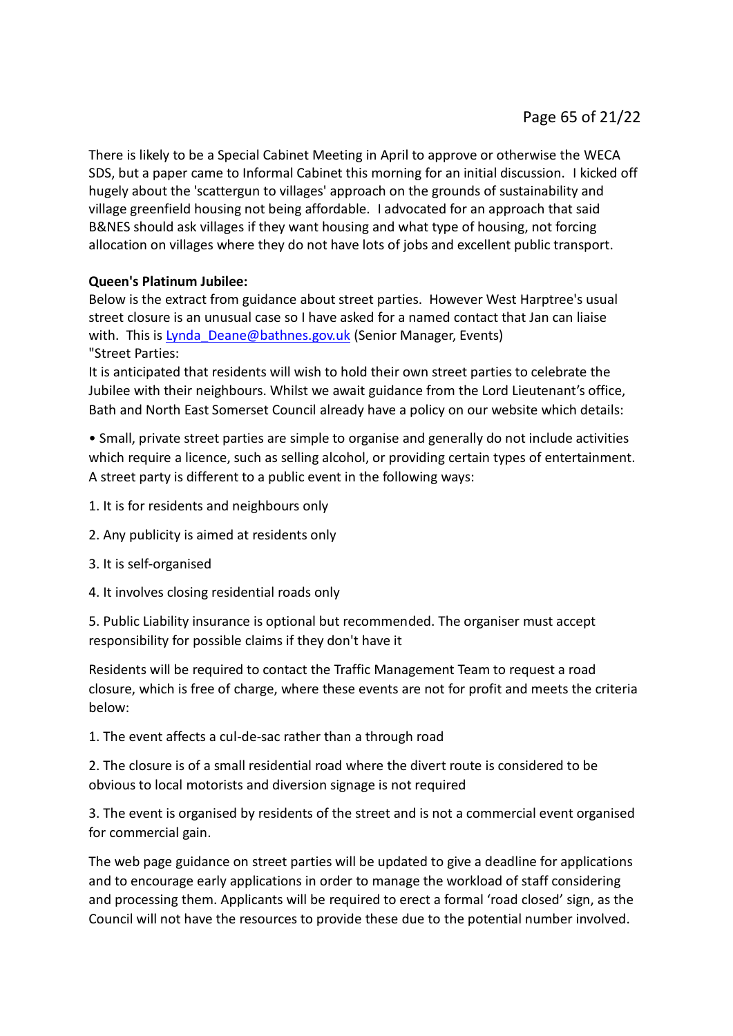There is likely to be a Special Cabinet Meeting in April to approve or otherwise the WECA SDS, but a paper came to Informal Cabinet this morning for an initial discussion. I kicked off hugely about the 'scattergun to villages' approach on the grounds of sustainability and village greenfield housing not being affordable. I advocated for an approach that said B&NES should ask villages if they want housing and what type of housing, not forcing allocation on villages where they do not have lots of jobs and excellent public transport.

**Queen's Platinum Jubilee:**

Below is the extract from guidance about street parties. However West Harptree's usual street closure is an unusual case so I have asked for a named contact that Jan can liaise with. This is [Lynda_Deane@bathnes.gov.uk](mailto:Lynda_Deane@bathnes.gov.uk) (Senior Manager, Events)

"Street Parties:

It is anticipated that residents will wish to hold their own street parties to celebrate the Jubilee with their neighbours. Whilst we await guidance from the Lord Lieutenant's office, Bath and North East Somerset Council already have a policy on our website which details:

• Small, private street parties are simple to organise and generally do not include activities which require a licence, such as selling alcohol, or providing certain types of entertainment. A street party is different to a public event in the following ways:

1. It is for residents and neighbours only
2. Any publicity is aimed at residents only
3. It is self-organised
4. It involves closing residential roads only
5. Public Liability insurance is optional but recommended. The organiser must accept responsibility for possible claims if they don't have it

Residents will be required to contact the Traffic Management Team to request a road closure, which is free of charge, where these events are not for profit and meets the criteria below:

1. The event affects a cul-de-sac rather than a through road
2. The closure is of a small residential road where the divert route is considered to be obvious to local motorists and diversion signage is not required
3. The event is organised by residents of the street and is not a commercial event organised for commercial gain.

The web page guidance on street parties will be updated to give a deadline for applications and to encourage early applications in order to manage the workload of staff considering and processing them. Applicants will be required to erect a formal 'road closed' sign, as the Council will not have the resources to provide these due to the potential number involved.